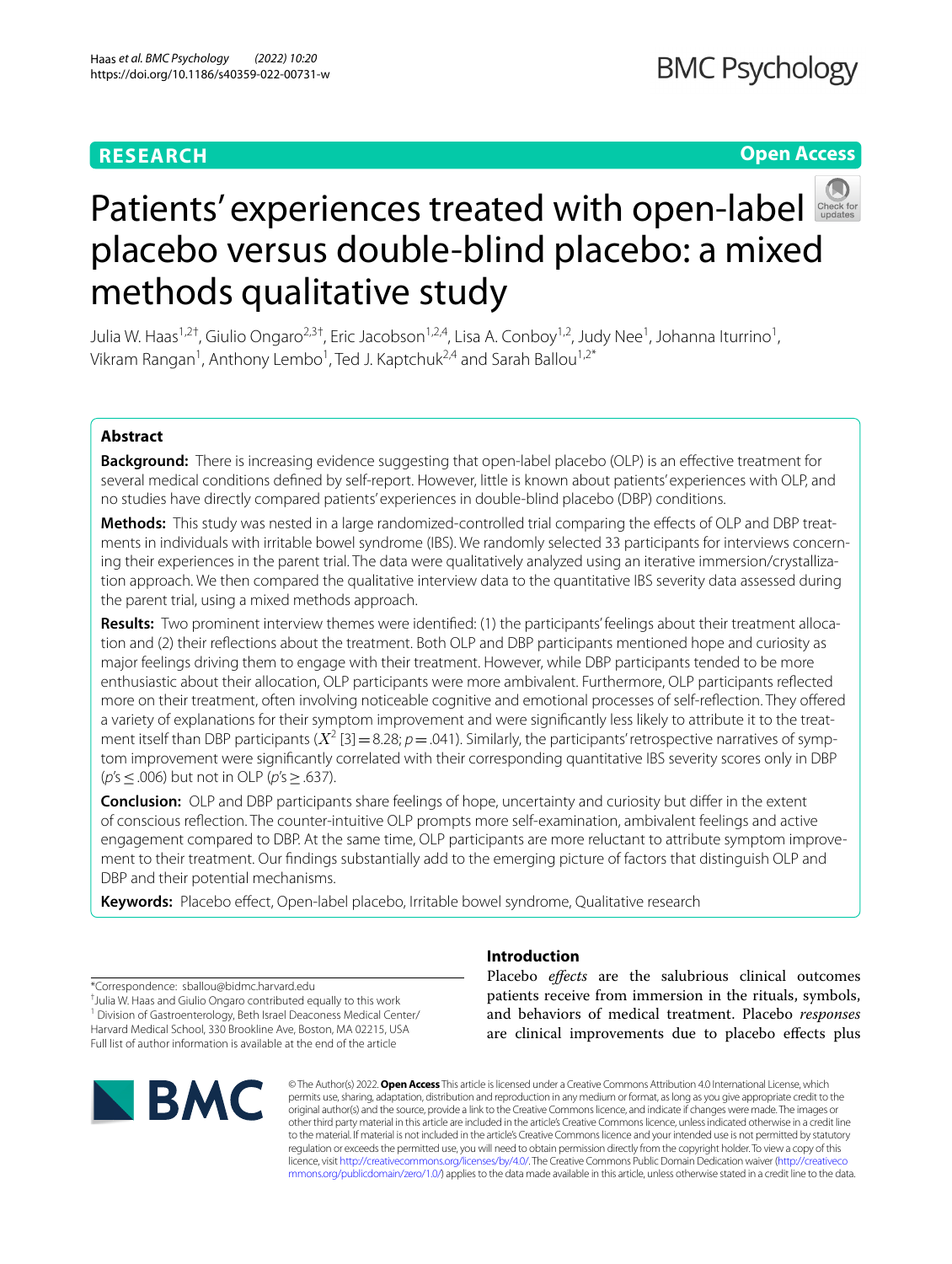**RESEARCH** **Open Access**

# Patients' experiences treated with open-label placebo versus double-blind placebo: a mixed methods qualitative study

Julia W. Haas[1,2†], Giulio Ongaro[2,3†], Eric Jacobson[1,2,4], Lisa A. Conboy[1,2], Judy Nee[1], Johanna Iturrino[1], Vikram Rangan[1], Anthony Lembo[1], Ted J. Kaptchuk[2,4] and Sarah Ballou[1,2*]

## Abstract

**Background:** There is increasing evidence suggesting that open-label placebo (OLP) is an effective treatment for several medical conditions defined by self-report. However, little is known about patients' experiences with OLP, and no studies have directly compared patients' experiences in double-blind placebo (DBP) conditions.

**Methods:** This study was nested in a large randomized-controlled trial comparing the effects of OLP and DBP treatments in individuals with irritable bowel syndrome (IBS). We randomly selected 33 participants for interviews concerning their experiences in the parent trial. The data were qualitatively analyzed using an iterative immersion/crystallization approach. We then compared the qualitative interview data to the quantitative IBS severity data assessed during the parent trial, using a mixed methods approach.

**Results:** Two prominent interview themes were identified: (1) the participants' feelings about their treatment allocation and (2) their reflections about the treatment. Both OLP and DBP participants mentioned hope and curiosity as major feelings driving them to engage with their treatment. However, while DBP participants tended to be more enthusiastic about their allocation, OLP participants were more ambivalent. Furthermore, OLP participants reflected more on their treatment, often involving noticeable cognitive and emotional processes of self-reflection. They offered a variety of explanations for their symptom improvement and were significantly less likely to attribute it to the treatment itself than DBP participants ($X^2$ [3] = 8.28; $p = .041$). Similarly, the participants' retrospective narratives of symptom improvement were significantly correlated with their corresponding quantitative IBS severity scores only in DBP ($p\text{'s} \leq .006$) but not in OLP ($p\text{'s} \geq .637$).

**Conclusion:** OLP and DBP participants share feelings of hope, uncertainty and curiosity but differ in the extent of conscious reflection. The counter-intuitive OLP prompts more self-examination, ambivalent feelings and active engagement compared to DBP. At the same time, OLP participants are more reluctant to attribute symptom improvement to their treatment. Our findings substantially add to the emerging picture of factors that distinguish OLP and DBP and their potential mechanisms.

**Keywords:** Placebo effect, Open-label placebo, Irritable bowel syndrome, Qualitative research

## Introduction

Placebo *effects* are the salubrious clinical outcomes patients receive from immersion in the rituals, symbols, and behaviors of medical treatment. Placebo *responses* are clinical improvements due to placebo effects plus

*Correspondence: sballou@bidmc.harvard.edu

†Julia W. Haas and Giulio Ongaro contributed equally to this work

[1] Division of Gastroenterology, Beth Israel Deaconess Medical Center/Harvard Medical School, 330 Brookline Ave, Boston, MA 02215, USA

Full list of author information is available at the end of the article

© The Author(s) 2022. **Open Access** This article is licensed under a Creative Commons Attribution 4.0 International License, which permits use, sharing, adaptation, distribution and reproduction in any medium or format, as long as you give appropriate credit to the original author(s) and the source, provide a link to the Creative Commons licence, and indicate if changes were made. The images or other third party material in this article are included in the article's Creative Commons licence, unless indicated otherwise in a credit line to the material. If material is not included in the article's Creative Commons licence and your intended use is not permitted by statutory regulation or exceeds the permitted use, you will need to obtain permission directly from the copyright holder. To view a copy of this licence, visit http://creativecommons.org/licenses/by/4.0/. The Creative Commons Public Domain Dedication waiver (http://creativecommons.org/publicdomain/zero/1.0/) applies to the data made available in this article, unless otherwise stated in a credit line to the data.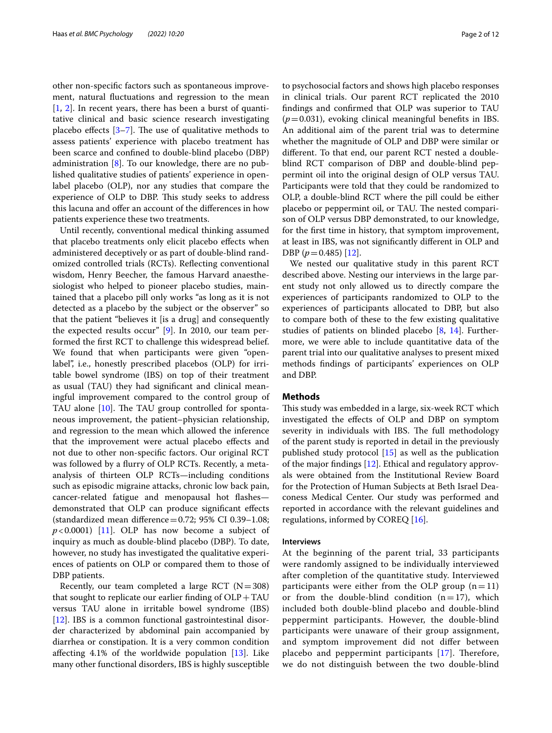other non-specific factors such as spontaneous improvement, natural fluctuations and regression to the mean [1, 2]. In recent years, there has been a burst of quantitative clinical and basic science research investigating placebo effects [3–7]. The use of qualitative methods to assess patients' experience with placebo treatment has been scarce and confined to double-blind placebo (DBP) administration [8]. To our knowledge, there are no published qualitative studies of patients' experience in open-label placebo (OLP), nor any studies that compare the experience of OLP to DBP. This study seeks to address this lacuna and offer an account of the differences in how patients experience these two treatments.

Until recently, conventional medical thinking assumed that placebo treatments only elicit placebo effects when administered deceptively or as part of double-blind randomized controlled trials (RCTs). Reflecting conventional wisdom, Henry Beecher, the famous Harvard anaesthesiologist who helped to pioneer placebo studies, maintained that a placebo pill only works "as long as it is not detected as a placebo by the subject or the observer" so that the patient "believes it [is a drug] and consequently the expected results occur" [9]. In 2010, our team performed the first RCT to challenge this widespread belief. We found that when participants were given "open-label", i.e., honestly prescribed placebos (OLP) for irritable bowel syndrome (IBS) on top of their treatment as usual (TAU) they had significant and clinical meaningful improvement compared to the control group of TAU alone [10]. The TAU group controlled for spontaneous improvement, the patient–physician relationship, and regression to the mean which allowed the inference that the improvement were actual placebo effects and not due to other non-specific factors. Our original RCT was followed by a flurry of OLP RCTs. Recently, a meta-analysis of thirteen OLP RCTs—including conditions such as episodic migraine attacks, chronic low back pain, cancer-related fatigue and menopausal hot flashes—demonstrated that OLP can produce significant effects (standardized mean difference = 0.72; 95% CI 0.39–1.08; $p < 0.0001$) [11]. OLP has now become a subject of inquiry as much as double-blind placebo (DBP). To date, however, no study has investigated the qualitative experiences of patients on OLP or compared them to those of DBP patients.

Recently, our team completed a large RCT ($N = 308$) that sought to replicate our earlier finding of OLP + TAU versus TAU alone in irritable bowel syndrome (IBS) [12]. IBS is a common functional gastrointestinal disorder characterized by abdominal pain accompanied by diarrhea or constipation. It is a very common condition affecting 4.1% of the worldwide population [13]. Like many other functional disorders, IBS is highly susceptible to psychosocial factors and shows high placebo responses in clinical trials. Our parent RCT replicated the 2010 findings and confirmed that OLP was superior to TAU ($p = 0.031$), evoking clinical meaningful benefits in IBS. An additional aim of the parent trial was to determine whether the magnitude of OLP and DBP were similar or different. To that end, our parent RCT nested a double-blind RCT comparison of DBP and double-blind peppermint oil into the original design of OLP versus TAU. Participants were told that they could be randomized to OLP, a double-blind RCT where the pill could be either placebo or peppermint oil, or TAU. The nested comparison of OLP versus DBP demonstrated, to our knowledge, for the first time in history, that symptom improvement, at least in IBS, was not significantly different in OLP and DBP ($p = 0.485$) [12].

We nested our qualitative study in this parent RCT described above. Nesting our interviews in the large parent study not only allowed us to directly compare the experiences of participants randomized to OLP to the experiences of participants allocated to DBP, but also to compare both of these to the few existing qualitative studies of patients on blinded placebo [8, 14]. Furthermore, we were able to include quantitative data of the parent trial into our qualitative analyses to present mixed methods findings of participants' experiences on OLP and DBP.

## Methods

This study was embedded in a large, six-week RCT which investigated the effects of OLP and DBP on symptom severity in individuals with IBS. The full methodology of the parent study is reported in detail in the previously published study protocol [15] as well as the publication of the major findings [12]. Ethical and regulatory approvals were obtained from the Institutional Review Board for the Protection of Human Subjects at Beth Israel Deaconess Medical Center. Our study was performed and reported in accordance with the relevant guidelines and regulations, informed by COREQ [16].

### Interviews

At the beginning of the parent trial, 33 participants were randomly assigned to be individually interviewed after completion of the quantitative study. Interviewed participants were either from the OLP group ($n = 11$) or from the double-blind condition ($n = 17$), which included both double-blind placebo and double-blind peppermint participants. However, the double-blind participants were unaware of their group assignment, and symptom improvement did not differ between placebo and peppermint participants [17]. Therefore, we do not distinguish between the two double-blind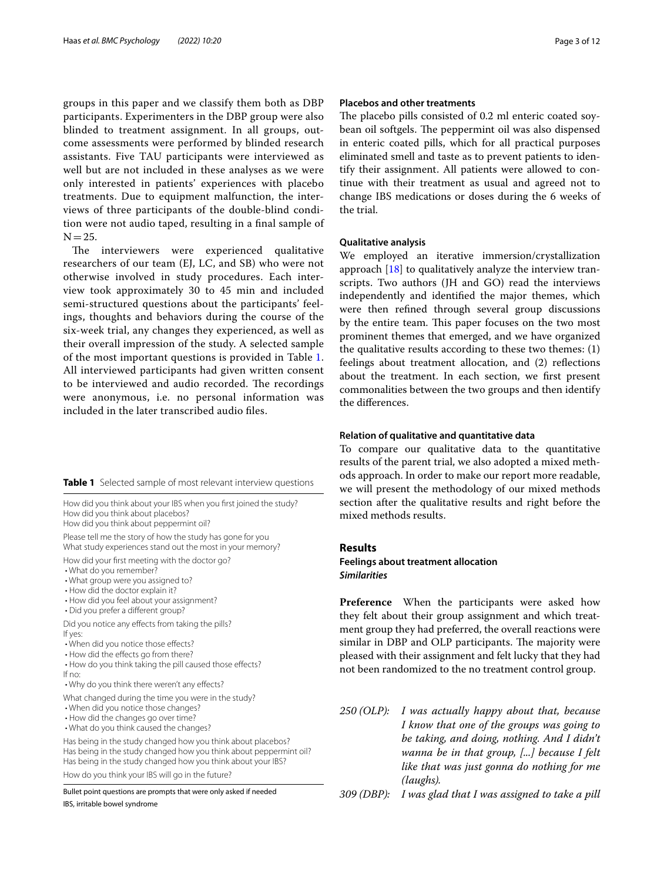groups in this paper and we classify them both as DBP participants. Experimenters in the DBP group were also blinded to treatment assignment. In all groups, outcome assessments were performed by blinded research assistants. Five TAU participants were interviewed as well but are not included in these analyses as we were only interested in patients' experiences with placebo treatments. Due to equipment malfunction, the interviews of three participants of the double-blind condition were not audio taped, resulting in a final sample of N = 25.

The interviewers were experienced qualitative researchers of our team (EJ, LC, and SB) who were not otherwise involved in study procedures. Each interview took approximately 30 to 45 min and included semi-structured questions about the participants' feelings, thoughts and behaviors during the course of the six-week trial, any changes they experienced, as well as their overall impression of the study. A selected sample of the most important questions is provided in Table 1. All interviewed participants had given written consent to be interviewed and audio recorded. The recordings were anonymous, i.e. no personal information was included in the later transcribed audio files.

**Table 1** Selected sample of most relevant interview questions

| |
|---|
| How did you think about your IBS when you first joined the study?<br>How did you think about placebos?<br>How did you think about peppermint oil? |
| Please tell me the story of how the study has gone for you<br>What study experiences stand out the most in your memory? |
| How did your first meeting with the doctor go?<br>• What do you remember?<br>• What group were you assigned to?<br>• How did the doctor explain it?<br>• How did you feel about your assignment?<br>• Did you prefer a different group? |
| Did you notice any effects from taking the pills?<br>If yes:<br>• When did you notice those effects?<br>• How did the effects go from there?<br>• How do you think taking the pill caused those effects?<br>If no:<br>• Why do you think there weren't any effects? |
| What changed during the time you were in the study?<br>• When did you notice those changes?<br>• How did the changes go over time?<br>• What do you think caused the changes? |
| Has being in the study changed how you think about placebos?<br>Has being in the study changed how you think about peppermint oil?<br>Has being in the study changed how you think about your IBS? |
| How do you think your IBS will go in the future? |

Bullet point questions are prompts that were only asked if needed

IBS, irritable bowel syndrome

### Placebos and other treatments

The placebo pills consisted of 0.2 ml enteric coated soybean oil softgels. The peppermint oil was also dispensed in enteric coated pills, which for all practical purposes eliminated smell and taste as to prevent patients to identify their assignment. All patients were allowed to continue with their treatment as usual and agreed not to change IBS medications or doses during the 6 weeks of the trial.

### Qualitative analysis

We employed an iterative immersion/crystallization approach [18] to qualitatively analyze the interview transcripts. Two authors (JH and GO) read the interviews independently and identified the major themes, which were then refined through several group discussions by the entire team. This paper focuses on the two most prominent themes that emerged, and we have organized the qualitative results according to these two themes: (1) feelings about treatment allocation, and (2) reflections about the treatment. In each section, we first present commonalities between the two groups and then identify the differences.

### Relation of qualitative and quantitative data

To compare our qualitative data to the quantitative results of the parent trial, we also adopted a mixed methods approach. In order to make our report more readable, we will present the methodology of our mixed methods section after the qualitative results and right before the mixed methods results.

## Results

### Feelings about treatment allocation

#### *Similarities*

**Preference** When the participants were asked how they felt about their group assignment and which treatment group they had preferred, the overall reactions were similar in DBP and OLP participants. The majority were pleased with their assignment and felt lucky that they had not been randomized to the no treatment control group.

*250 (OLP): I was actually happy about that, because I know that one of the groups was going to be taking, and doing, nothing. And I didn't wanna be in that group, [...] because I felt like that was just gonna do nothing for me (laughs).*

*309 (DBP): I was glad that I was assigned to take a pill*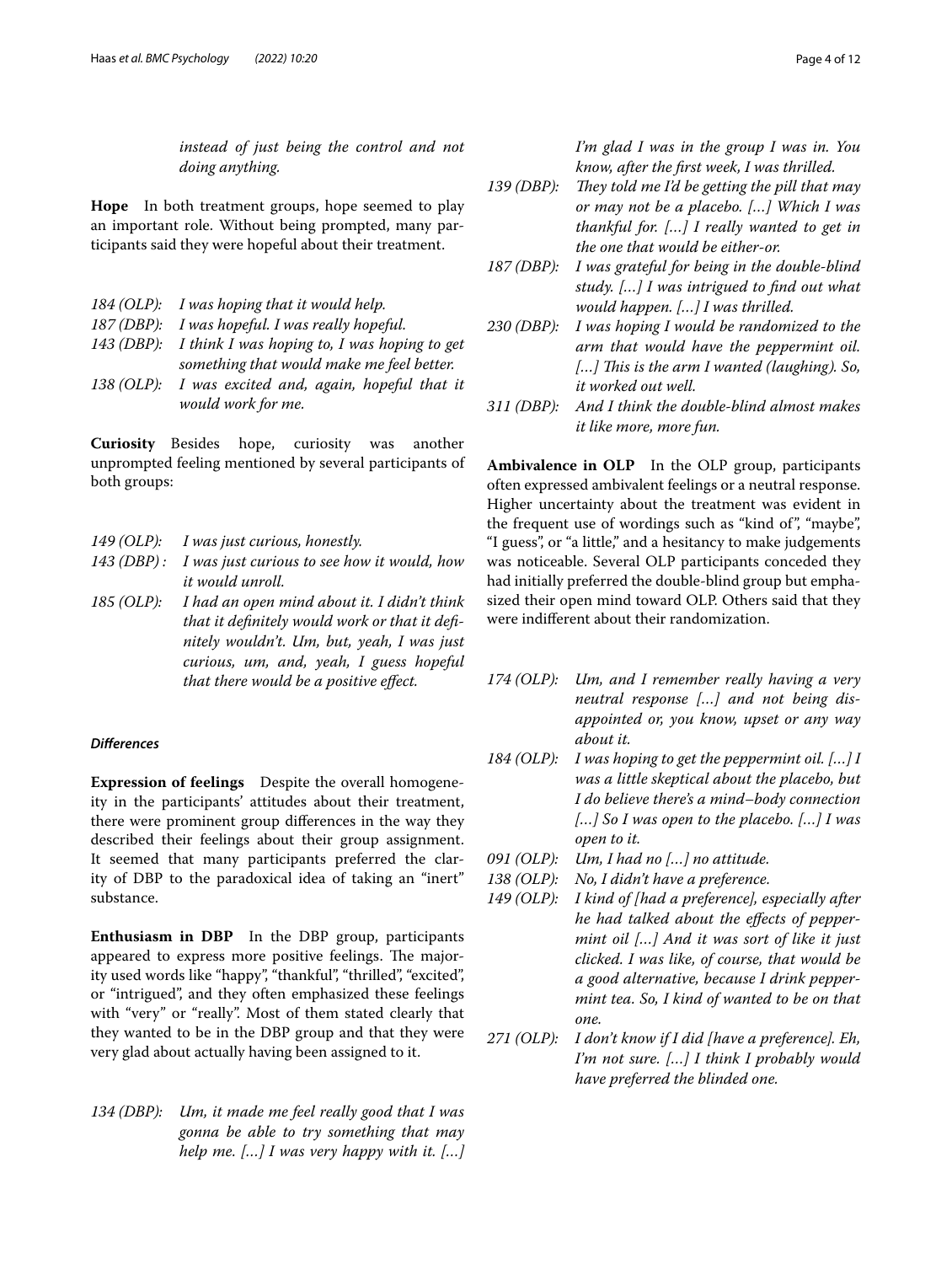*instead of just being the control and not doing anything.*

**Hope** In both treatment groups, hope seemed to play an important role. Without being prompted, many participants said they were hopeful about their treatment.

*184 (OLP): I was hoping that it would help.*

*187 (DBP): I was hopeful. I was really hopeful.*

*143 (DBP): I think I was hoping to, I was hoping to get something that would make me feel better.*

*138 (OLP): I was excited and, again, hopeful that it would work for me.*

**Curiosity** Besides hope, curiosity was another unprompted feeling mentioned by several participants of both groups:

*149 (OLP): I was just curious, honestly.*

*143 (DBP) : I was just curious to see how it would, how it would unroll.*

*185 (OLP): I had an open mind about it. I didn't think that it definitely would work or that it definitely wouldn't. Um, but, yeah, I was just curious, um, and, yeah, I guess hopeful that there would be a positive effect.*

#### *Differences*

**Expression of feelings** Despite the overall homogeneity in the participants' attitudes about their treatment, there were prominent group differences in the way they described their feelings about their group assignment. It seemed that many participants preferred the clarity of DBP to the paradoxical idea of taking an "inert" substance.

**Enthusiasm in DBP** In the DBP group, participants appeared to express more positive feelings. The majority used words like "happy", "thankful", "thrilled", "excited", or "intrigued", and they often emphasized these feelings with "very" or "really". Most of them stated clearly that they wanted to be in the DBP group and that they were very glad about actually having been assigned to it.

*134 (DBP): Um, it made me feel really good that I was gonna be able to try something that may help me. [...] I was very happy with it. [...] I'm glad I was in the group I was in. You know, after the first week, I was thrilled.*

*139 (DBP): They told me I'd be getting the pill that may or may not be a placebo. [...] Which I was thankful for. [...] I really wanted to get in the one that would be either-or.*

*187 (DBP): I was grateful for being in the double-blind study. [...] I was intrigued to find out what would happen. [...] I was thrilled.*

*230 (DBP): I was hoping I would be randomized to the arm that would have the peppermint oil. [...] This is the arm I wanted (laughing). So, it worked out well.*

*311 (DBP): And I think the double-blind almost makes it like more, more fun.*

**Ambivalence in OLP** In the OLP group, participants often expressed ambivalent feelings or a neutral response. Higher uncertainty about the treatment was evident in the frequent use of wordings such as "kind of", "maybe", "I guess", or "a little," and a hesitancy to make judgements was noticeable. Several OLP participants conceded they had initially preferred the double-blind group but emphasized their open mind toward OLP. Others said that they were indifferent about their randomization.

*174 (OLP): Um, and I remember really having a very neutral response [...] and not being disappointed or, you know, upset or any way about it.*

*184 (OLP): I was hoping to get the peppermint oil. [...] I was a little skeptical about the placebo, but I do believe there's a mind–body connection [...] So I was open to the placebo. [...] I was open to it.*

*091 (OLP): Um, I had no [...] no attitude.*

*138 (OLP): No, I didn't have a preference.*

*149 (OLP): I kind of [had a preference], especially after he had talked about the effects of peppermint oil [...] And it was sort of like it just clicked. I was like, of course, that would be a good alternative, because I drink peppermint tea. So, I kind of wanted to be on that one.*

*271 (OLP): I don't know if I did [have a preference]. Eh, I'm not sure. [...] I think I probably would have preferred the blinded one.*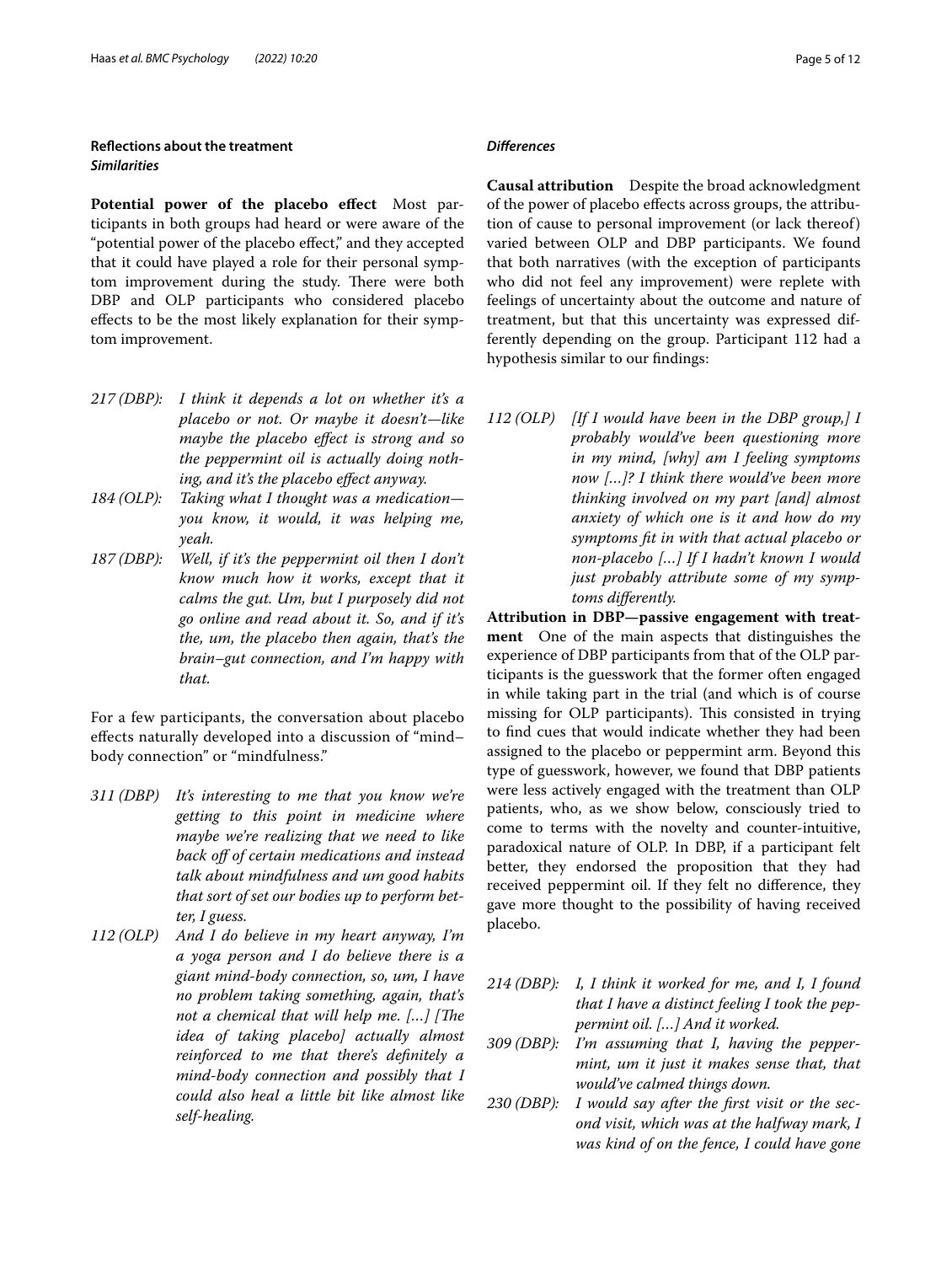### Reflections about the treatment

#### *Similarities*

**Potential power of the placebo effect** Most participants in both groups had heard or were aware of the "potential power of the placebo effect," and they accepted that it could have played a role for their personal symptom improvement during the study. There were both DBP and OLP participants who considered placebo effects to be the most likely explanation for their symptom improvement.

> *217 (DBP): I think it depends a lot on whether it's a placebo or not. Or maybe it doesn't—like maybe the placebo effect is strong and so the peppermint oil is actually doing nothing, and it's the placebo effect anyway.*

> *184 (OLP): Taking what I thought was a medication—you know, it would, it was helping me, yeah.*

> *187 (DBP): Well, if it's the peppermint oil then I don't know much how it works, except that it calms the gut. Um, but I purposely did not go online and read about it. So, and if it's the, um, the placebo then again, that's the brain–gut connection, and I'm happy with that.*

For a few participants, the conversation about placebo effects naturally developed into a discussion of "mind–body connection" or "mindfulness."

> *311 (DBP) It's interesting to me that you know we're getting to this point in medicine where maybe we're realizing that we need to like back off of certain medications and instead talk about mindfulness and um good habits that sort of set our bodies up to perform better, I guess.*

> *112 (OLP) And I do believe in my heart anyway, I'm a yoga person and I do believe there is a giant mind-body connection, so, um, I have no problem taking something, again, that's not a chemical that will help me. [...] [The idea of taking placebo] actually almost reinforced to me that there's definitely a mind-body connection and possibly that I could also heal a little bit like almost like self-healing.*

#### *Differences*

**Causal attribution** Despite the broad acknowledgment of the power of placebo effects across groups, the attribution of cause to personal improvement (or lack thereof) varied between OLP and DBP participants. We found that both narratives (with the exception of participants who did not feel any improvement) were replete with feelings of uncertainty about the outcome and nature of treatment, but that this uncertainty was expressed differently depending on the group. Participant 112 had a hypothesis similar to our findings:

> *112 (OLP) [If I would have been in the DBP group,] I probably would've been questioning more in my mind, [why] am I feeling symptoms now [...]? I think there would've been more thinking involved on my part [and] almost anxiety of which one is it and how do my symptoms fit in with that actual placebo or non-placebo [...] If I hadn't known I would just probably attribute some of my symptoms differently.*

**Attribution in DBP—passive engagement with treatment** One of the main aspects that distinguishes the experience of DBP participants from that of the OLP participants is the guesswork that the former often engaged in while taking part in the trial (and which is of course missing for OLP participants). This consisted in trying to find cues that would indicate whether they had been assigned to the placebo or peppermint arm. Beyond this type of guesswork, however, we found that DBP patients were less actively engaged with the treatment than OLP patients, who, as we show below, consciously tried to come to terms with the novelty and counter-intuitive, paradoxical nature of OLP. In DBP, if a participant felt better, they endorsed the proposition that they had received peppermint oil. If they felt no difference, they gave more thought to the possibility of having received placebo.

> *214 (DBP): I, I think it worked for me, and I, I found that I have a distinct feeling I took the peppermint oil. [...] And it worked.*

> *309 (DBP): I'm assuming that I, having the peppermint, um it just it makes sense that, that would've calmed things down.*

> *230 (DBP): I would say after the first visit or the second visit, which was at the halfway mark, I was kind of on the fence, I could have gone*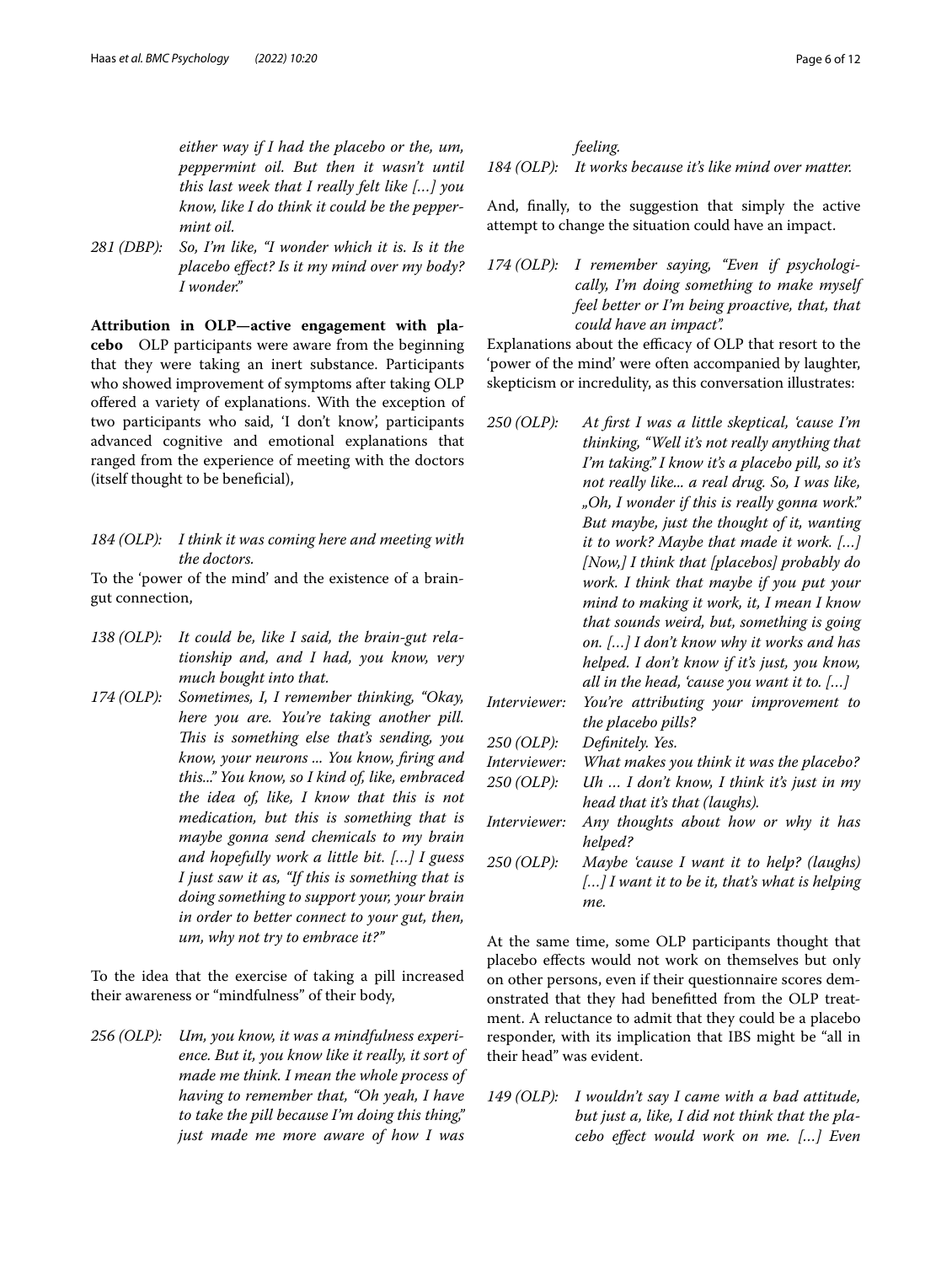> *either way if I had the placebo or the, um, peppermint oil. But then it wasn't until this last week that I really felt like […] you know, like I do think it could be the peppermint oil.*

> 281 (DBP): *So, I'm like, "I wonder which it is. Is it the placebo effect? Is it my mind over my body? I wonder."*

**Attribution in OLP—active engagement with placebo** OLP participants were aware from the beginning that they were taking an inert substance. Participants who showed improvement of symptoms after taking OLP offered a variety of explanations. With the exception of two participants who said, 'I don't know', participants advanced cognitive and emotional explanations that ranged from the experience of meeting with the doctors (itself thought to be beneficial),

> 184 (OLP): *I think it was coming here and meeting with the doctors.*

To the 'power of the mind' and the existence of a brain-gut connection,

> 138 (OLP): *It could be, like I said, the brain-gut relationship and, and I had, you know, very much bought into that.*

> 174 (OLP): *Sometimes, I, I remember thinking, "Okay, here you are. You're taking another pill. This is something else that's sending, you know, your neurons ... You know, firing and this..." You know, so I kind of, like, embraced the idea of, like, I know that this is not medication, but this is something that is maybe gonna send chemicals to my brain and hopefully work a little bit. […] I guess I just saw it as, "If this is something that is doing something to support your, your brain in order to better connect to your gut, then, um, why not try to embrace it?"*

To the idea that the exercise of taking a pill increased their awareness or "mindfulness" of their body,

> 256 (OLP): *Um, you know, it was a mindfulness experience. But it, you know like it really, it sort of made me think. I mean the whole process of having to remember that, "Oh yeah, I have to take the pill because I'm doing this thing," just made me more aware of how I was feeling.*

> 184 (OLP): *It works because it's like mind over matter.*

And, finally, to the suggestion that simply the active attempt to change the situation could have an impact.

> 174 (OLP): *I remember saying, "Even if psychologically, I'm doing something to make myself feel better or I'm being proactive, that, that could have an impact".*

Explanations about the efficacy of OLP that resort to the 'power of the mind' were often accompanied by laughter, skepticism or incredulity, as this conversation illustrates:

> 250 (OLP): *At first I was a little skeptical, 'cause I'm thinking, "Well it's not really anything that I'm taking." I know it's a placebo pill, so it's not really like... a real drug. So, I was like, „Oh, I wonder if this is really gonna work." But maybe, just the thought of it, wanting it to work? Maybe that made it work. […] [Now,] I think that [placebos] probably do work. I think that maybe if you put your mind to making it work, it, I mean I know that sounds weird, but, something is going on. […] I don't know why it works and has helped. I don't know if it's just, you know, all in the head, 'cause you want it to. […]*
>
> Interviewer: *You're attributing your improvement to the placebo pills?*
>
> 250 (OLP): *Definitely. Yes.*
>
> Interviewer: *What makes you think it was the placebo?*
>
> 250 (OLP): *Uh … I don't know, I think it's just in my head that it's that (laughs).*
>
> Interviewer: *Any thoughts about how or why it has helped?*
>
> 250 (OLP): *Maybe 'cause I want it to help? (laughs) […] I want it to be it, that's what is helping me.*

At the same time, some OLP participants thought that placebo effects would not work on themselves but only on other persons, even if their questionnaire scores demonstrated that they had benefitted from the OLP treatment. A reluctance to admit that they could be a placebo responder, with its implication that IBS might be "all in their head" was evident.

> 149 (OLP): *I wouldn't say I came with a bad attitude, but just a, like, I did not think that the placebo effect would work on me. […] Even*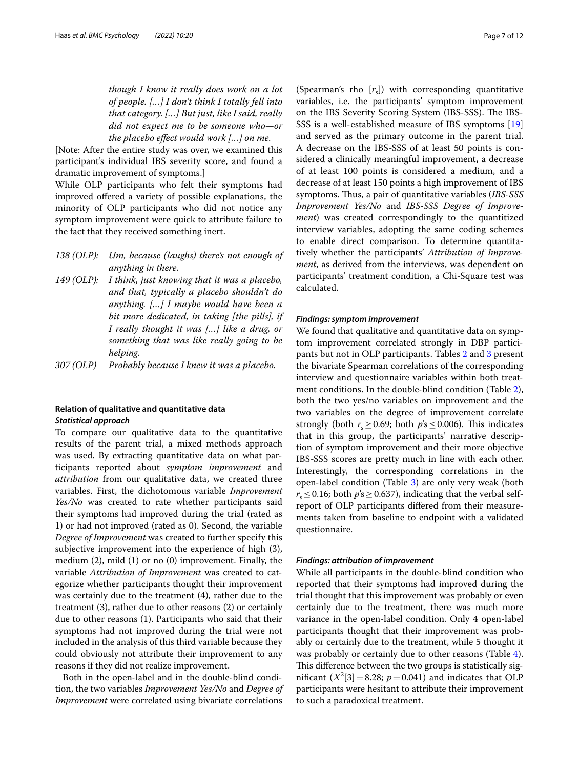> *though I know it really does work on a lot of people. […] I don't think I totally fell into that category. […] But just, like I said, really did not expect me to be someone who—or the placebo effect would work […] on me.*

[Note: After the entire study was over, we examined this participant's individual IBS severity score, and found a dramatic improvement of symptoms.]

While OLP participants who felt their symptoms had improved offered a variety of possible explanations, the minority of OLP participants who did not notice any symptom improvement were quick to attribute failure to the fact that they received something inert.

- 138 (OLP): *Um, because (laughs) there's not enough of anything in there.*
- 149 (OLP): *I think, just knowing that it was a placebo, and that, typically a placebo shouldn't do anything. […] I maybe would have been a bit more dedicated, in taking [the pills], if I really thought it was […] like a drug, or something that was like really going to be helping.*
- 307 (OLP) *Probably because I knew it was a placebo.*

## Relation of qualitative and quantitative data

### *Statistical approach*

To compare our qualitative data to the quantitative results of the parent trial, a mixed methods approach was used. By extracting quantitative data on what participants reported about *symptom improvement* and *attribution* from our qualitative data, we created three variables. First, the dichotomous variable *Improvement Yes/No* was created to rate whether participants said their symptoms had improved during the trial (rated as 1) or had not improved (rated as 0). Second, the variable *Degree of Improvement* was created to further specify this subjective improvement into the experience of high (3), medium (2), mild (1) or no (0) improvement. Finally, the variable *Attribution of Improvement* was created to categorize whether participants thought their improvement was certainly due to the treatment (4), rather due to the treatment (3), rather due to other reasons (2) or certainly due to other reasons (1). Participants who said that their symptoms had not improved during the trial were not included in the analysis of this third variable because they could obviously not attribute their improvement to any reasons if they did not realize improvement.

Both in the open-label and in the double-blind condition, the two variables *Improvement Yes/No* and *Degree of Improvement* were correlated using bivariate correlations (Spearman's rho [$r_s$]) with corresponding quantitative variables, i.e. the participants' symptom improvement on the IBS Severity Scoring System (IBS-SSS). The IBS-SSS is a well-established measure of IBS symptoms [19] and served as the primary outcome in the parent trial. A decrease on the IBS-SSS of at least 50 points is considered a clinically meaningful improvement, a decrease of at least 100 points is considered a medium, and a decrease of at least 150 points a high improvement of IBS symptoms. Thus, a pair of quantitative variables (*IBS-SSS Improvement Yes/No* and *IBS-SSS Degree of Improvement*) was created correspondingly to the quantitized interview variables, adopting the same coding schemes to enable direct comparison. To determine quantitatively whether the participants' *Attribution of Improvement*, as derived from the interviews, was dependent on participants' treatment condition, a Chi-Square test was calculated.

### *Findings: symptom improvement*

We found that qualitative and quantitative data on symptom improvement correlated strongly in DBP participants but not in OLP participants. Tables 2 and 3 present the bivariate Spearman correlations of the corresponding interview and questionnaire variables within both treatment conditions. In the double-blind condition (Table 2), both the two yes/no variables on improvement and the two variables on the degree of improvement correlate strongly (both $r_s \geq 0.69$; both $p$'s $\leq 0.006$). This indicates that in this group, the participants' narrative description of symptom improvement and their more objective IBS-SSS scores are pretty much in line with each other. Interestingly, the corresponding correlations in the open-label condition (Table 3) are only very weak (both $r_s \leq 0.16$; both $p$'s $\geq 0.637$), indicating that the verbal self-report of OLP participants differed from their measurements taken from baseline to endpoint with a validated questionnaire.

### *Findings: attribution of improvement*

While all participants in the double-blind condition who reported that their symptoms had improved during the trial thought that this improvement was probably or even certainly due to the treatment, there was much more variance in the open-label condition. Only 4 open-label participants thought that their improvement was probably or certainly due to the treatment, while 5 thought it was probably or certainly due to other reasons (Table 4). This difference between the two groups is statistically significant ($X^2[3] = 8.28$; $p = 0.041$) and indicates that OLP participants were hesitant to attribute their improvement to such a paradoxical treatment.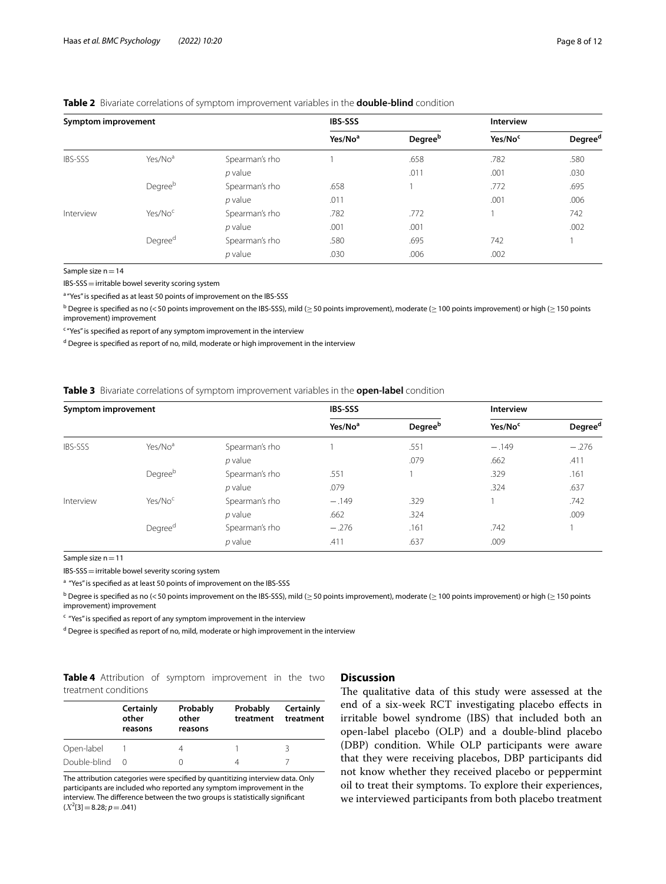**Table 2** Bivariate correlations of symptom improvement variables in the **double-blind** condition

| Symptom improvement | | | IBS-SSS | | Interview | |
|---|---|---|---|---|---|---|
| | | | Yes/No[a] | Degree[b] | Yes/No[c] | Degree[d] |
| IBS-SSS | Yes/No[a] | Spearman's rho | 1 | .658 | .782 | .580 |
| | | *p* value | | .011 | .001 | .030 |
| | Degree[b] | Spearman's rho | .658 | 1 | .772 | .695 |
| | | *p* value | .011 | | .001 | .006 |
| Interview | Yes/No[c] | Spearman's rho | .782 | .772 | 1 | 742 |
| | | *p* value | .001 | .001 | | .002 |
| | Degree[d] | Spearman's rho | .580 | .695 | 742 | 1 |
| | | *p* value | .030 | .006 | .002 | |

Sample size n = 14

IBS-SSS = irritable bowel severity scoring system

[a] "Yes" is specified as at least 50 points of improvement on the IBS-SSS

[b] Degree is specified as no (< 50 points improvement on the IBS-SSS), mild (≥ 50 points improvement), moderate (≥ 100 points improvement) or high (≥ 150 points improvement) improvement

[c] "Yes" is specified as report of any symptom improvement in the interview

[d] Degree is specified as report of no, mild, moderate or high improvement in the interview

**Table 3** Bivariate correlations of symptom improvement variables in the **open-label** condition

| Symptom improvement | | | IBS-SSS | | Interview | |
|---|---|---|---|---|---|---|
| | | | Yes/No[a] | Degree[b] | Yes/No[c] | Degree[d] |
| IBS-SSS | Yes/No[a] | Spearman's rho | 1 | .551 | −.149 | −.276 |
| | | *p* value | | .079 | .662 | .411 |
| | Degree[b] | Spearman's rho | .551 | 1 | .329 | .161 |
| | | *p* value | .079 | | .324 | .637 |
| Interview | Yes/No[c] | Spearman's rho | −.149 | .329 | 1 | .742 |
| | | *p* value | .662 | .324 | | .009 |
| | Degree[d] | Spearman's rho | −.276 | .161 | .742 | 1 |
| | | *p* value | .411 | .637 | .009 | |

Sample size n = 11

IBS-SSS = irritable bowel severity scoring system

[a] "Yes" is specified as at least 50 points of improvement on the IBS-SSS

[b] Degree is specified as no (< 50 points improvement on the IBS-SSS), mild (≥ 50 points improvement), moderate (≥ 100 points improvement) or high (≥ 150 points improvement) improvement

[c] "Yes" is specified as report of any symptom improvement in the interview

[d] Degree is specified as report of no, mild, moderate or high improvement in the interview

**Table 4** Attribution of symptom improvement in the two treatment conditions

| | Certainly other reasons | Probably other reasons | Probably treatment | Certainly treatment |
|---|---|---|---|---|
| Open-label | 1 | 4 | 1 | 3 |
| Double-blind | 0 | 0 | 4 | 7 |

The attribution categories were specified by quantitizing interview data. Only participants are included who reported any symptom improvement in the interview. The difference between the two groups is statistically significant ($X^2$[3] = 8.28; $p$ = .041)

## Discussion

The qualitative data of this study were assessed at the end of a six-week RCT investigating placebo effects in irritable bowel syndrome (IBS) that included both an open-label placebo (OLP) and a double-blind placebo (DBP) condition. While OLP participants were aware that they were receiving placebos, DBP participants did not know whether they received placebo or peppermint oil to treat their symptoms. To explore their experiences, we interviewed participants from both placebo treatment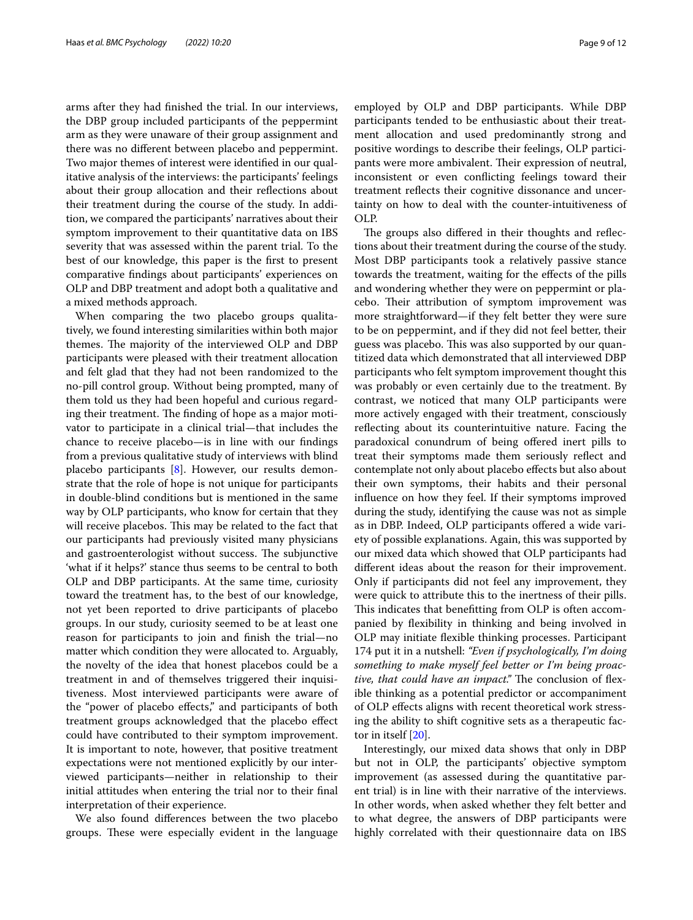arms after they had finished the trial. In our interviews, the DBP group included participants of the peppermint arm as they were unaware of their group assignment and there was no different between placebo and peppermint. Two major themes of interest were identified in our qualitative analysis of the interviews: the participants' feelings about their group allocation and their reflections about their treatment during the course of the study. In addition, we compared the participants' narratives about their symptom improvement to their quantitative data on IBS severity that was assessed within the parent trial. To the best of our knowledge, this paper is the first to present comparative findings about participants' experiences on OLP and DBP treatment and adopt both a qualitative and a mixed methods approach.

When comparing the two placebo groups qualitatively, we found interesting similarities within both major themes. The majority of the interviewed OLP and DBP participants were pleased with their treatment allocation and felt glad that they had not been randomized to the no-pill control group. Without being prompted, many of them told us they had been hopeful and curious regarding their treatment. The finding of hope as a major motivator to participate in a clinical trial—that includes the chance to receive placebo—is in line with our findings from a previous qualitative study of interviews with blind placebo participants [8]. However, our results demonstrate that the role of hope is not unique for participants in double-blind conditions but is mentioned in the same way by OLP participants, who know for certain that they will receive placebos. This may be related to the fact that our participants had previously visited many physicians and gastroenterologist without success. The subjunctive 'what if it helps?' stance thus seems to be central to both OLP and DBP participants. At the same time, curiosity toward the treatment has, to the best of our knowledge, not yet been reported to drive participants of placebo groups. In our study, curiosity seemed to be at least one reason for participants to join and finish the trial—no matter which condition they were allocated to. Arguably, the novelty of the idea that honest placebos could be a treatment in and of themselves triggered their inquisitiveness. Most interviewed participants were aware of the "power of placebo effects," and participants of both treatment groups acknowledged that the placebo effect could have contributed to their symptom improvement. It is important to note, however, that positive treatment expectations were not mentioned explicitly by our interviewed participants—neither in relationship to their initial attitudes when entering the trial nor to their final interpretation of their experience.

We also found differences between the two placebo groups. These were especially evident in the language employed by OLP and DBP participants. While DBP participants tended to be enthusiastic about their treatment allocation and used predominantly strong and positive wordings to describe their feelings, OLP participants were more ambivalent. Their expression of neutral, inconsistent or even conflicting feelings toward their treatment reflects their cognitive dissonance and uncertainty on how to deal with the counter-intuitiveness of OLP.

The groups also differed in their thoughts and reflections about their treatment during the course of the study. Most DBP participants took a relatively passive stance towards the treatment, waiting for the effects of the pills and wondering whether they were on peppermint or placebo. Their attribution of symptom improvement was more straightforward—if they felt better they were sure to be on peppermint, and if they did not feel better, their guess was placebo. This was also supported by our quantitized data which demonstrated that all interviewed DBP participants who felt symptom improvement thought this was probably or even certainly due to the treatment. By contrast, we noticed that many OLP participants were more actively engaged with their treatment, consciously reflecting about its counterintuitive nature. Facing the paradoxical conundrum of being offered inert pills to treat their symptoms made them seriously reflect and contemplate not only about placebo effects but also about their own symptoms, their habits and their personal influence on how they feel. If their symptoms improved during the study, identifying the cause was not as simple as in DBP. Indeed, OLP participants offered a wide variety of possible explanations. Again, this was supported by our mixed data which showed that OLP participants had different ideas about the reason for their improvement. Only if participants did not feel any improvement, they were quick to attribute this to the inertness of their pills. This indicates that benefitting from OLP is often accompanied by flexibility in thinking and being involved in OLP may initiate flexible thinking processes. Participant 174 put it in a nutshell: *"Even if psychologically, I'm doing something to make myself feel better or I'm being proactive, that could have an impact."* The conclusion of flexible thinking as a potential predictor or accompaniment of OLP effects aligns with recent theoretical work stressing the ability to shift cognitive sets as a therapeutic factor in itself [20].

Interestingly, our mixed data shows that only in DBP but not in OLP, the participants' objective symptom improvement (as assessed during the quantitative parent trial) is in line with their narrative of the interviews. In other words, when asked whether they felt better and to what degree, the answers of DBP participants were highly correlated with their questionnaire data on IBS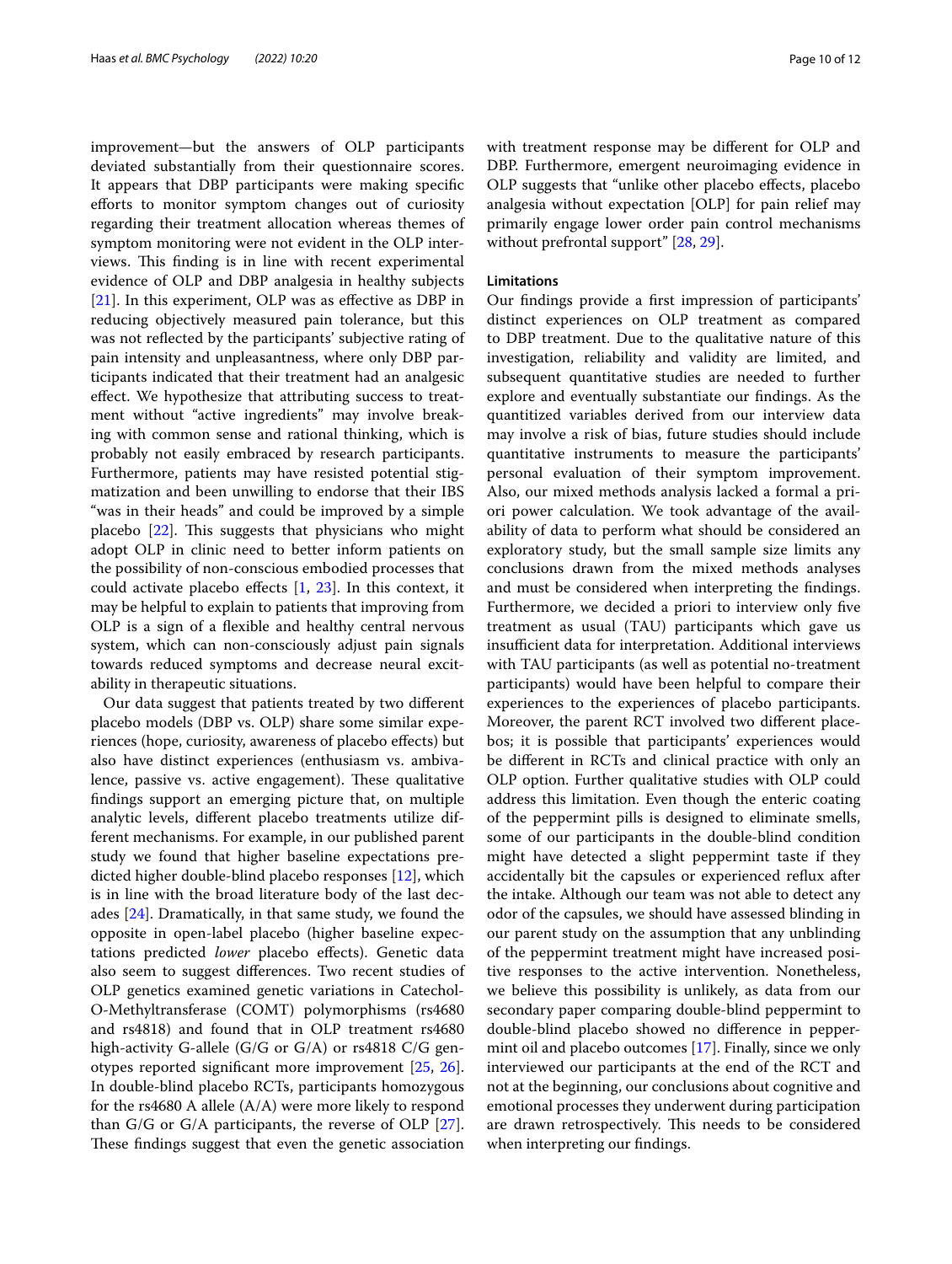improvement—but the answers of OLP participants deviated substantially from their questionnaire scores. It appears that DBP participants were making specific efforts to monitor symptom changes out of curiosity regarding their treatment allocation whereas themes of symptom monitoring were not evident in the OLP interviews. This finding is in line with recent experimental evidence of OLP and DBP analgesia in healthy subjects [21]. In this experiment, OLP was as effective as DBP in reducing objectively measured pain tolerance, but this was not reflected by the participants' subjective rating of pain intensity and unpleasantness, where only DBP participants indicated that their treatment had an analgesic effect. We hypothesize that attributing success to treatment without "active ingredients" may involve breaking with common sense and rational thinking, which is probably not easily embraced by research participants. Furthermore, patients may have resisted potential stigmatization and been unwilling to endorse that their IBS "was in their heads" and could be improved by a simple placebo [22]. This suggests that physicians who might adopt OLP in clinic need to better inform patients on the possibility of non-conscious embodied processes that could activate placebo effects [1, 23]. In this context, it may be helpful to explain to patients that improving from OLP is a sign of a flexible and healthy central nervous system, which can non-consciously adjust pain signals towards reduced symptoms and decrease neural excitability in therapeutic situations.

Our data suggest that patients treated by two different placebo models (DBP vs. OLP) share some similar experiences (hope, curiosity, awareness of placebo effects) but also have distinct experiences (enthusiasm vs. ambivalence, passive vs. active engagement). These qualitative findings support an emerging picture that, on multiple analytic levels, different placebo treatments utilize different mechanisms. For example, in our published parent study we found that higher baseline expectations predicted higher double-blind placebo responses [12], which is in line with the broad literature body of the last decades [24]. Dramatically, in that same study, we found the opposite in open-label placebo (higher baseline expectations predicted *lower* placebo effects). Genetic data also seem to suggest differences. Two recent studies of OLP genetics examined genetic variations in Catechol-O-Methyltransferase (COMT) polymorphisms (rs4680 and rs4818) and found that in OLP treatment rs4680 high-activity G-allele (G/G or G/A) or rs4818 C/G genotypes reported significant more improvement [25, 26]. In double-blind placebo RCTs, participants homozygous for the rs4680 A allele (A/A) were more likely to respond than G/G or G/A participants, the reverse of OLP [27]. These findings suggest that even the genetic association with treatment response may be different for OLP and DBP. Furthermore, emergent neuroimaging evidence in OLP suggests that "unlike other placebo effects, placebo analgesia without expectation [OLP] for pain relief may primarily engage lower order pain control mechanisms without prefrontal support" [28, 29].

#### Limitations

Our findings provide a first impression of participants' distinct experiences on OLP treatment as compared to DBP treatment. Due to the qualitative nature of this investigation, reliability and validity are limited, and subsequent quantitative studies are needed to further explore and eventually substantiate our findings. As the quantitized variables derived from our interview data may involve a risk of bias, future studies should include quantitative instruments to measure the participants' personal evaluation of their symptom improvement. Also, our mixed methods analysis lacked a formal a priori power calculation. We took advantage of the availability of data to perform what should be considered an exploratory study, but the small sample size limits any conclusions drawn from the mixed methods analyses and must be considered when interpreting the findings. Furthermore, we decided a priori to interview only five treatment as usual (TAU) participants which gave us insufficient data for interpretation. Additional interviews with TAU participants (as well as potential no-treatment participants) would have been helpful to compare their experiences to the experiences of placebo participants. Moreover, the parent RCT involved two different placebos; it is possible that participants' experiences would be different in RCTs and clinical practice with only an OLP option. Further qualitative studies with OLP could address this limitation. Even though the enteric coating of the peppermint pills is designed to eliminate smells, some of our participants in the double-blind condition might have detected a slight peppermint taste if they accidentally bit the capsules or experienced reflux after the intake. Although our team was not able to detect any odor of the capsules, we should have assessed blinding in our parent study on the assumption that any unblinding of the peppermint treatment might have increased positive responses to the active intervention. Nonetheless, we believe this possibility is unlikely, as data from our secondary paper comparing double-blind peppermint to double-blind placebo showed no difference in peppermint oil and placebo outcomes [17]. Finally, since we only interviewed our participants at the end of the RCT and not at the beginning, our conclusions about cognitive and emotional processes they underwent during participation are drawn retrospectively. This needs to be considered when interpreting our findings.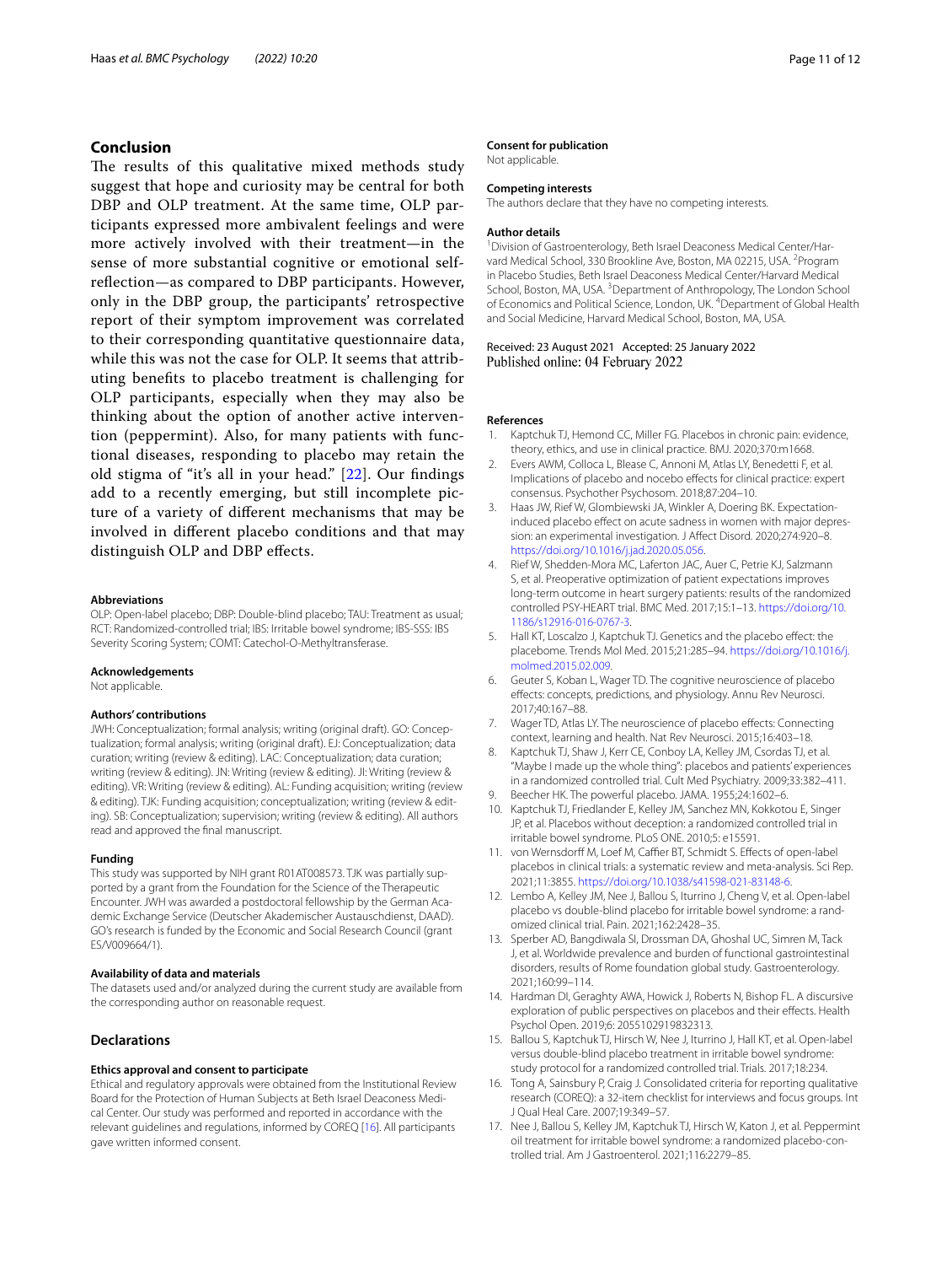## Conclusion

The results of this qualitative mixed methods study suggest that hope and curiosity may be central for both DBP and OLP treatment. At the same time, OLP participants expressed more ambivalent feelings and were more actively involved with their treatment—in the sense of more substantial cognitive or emotional self-reflection—as compared to DBP participants. However, only in the DBP group, the participants' retrospective report of their symptom improvement was correlated to their corresponding quantitative questionnaire data, while this was not the case for OLP. It seems that attributing benefits to placebo treatment is challenging for OLP participants, especially when they may also be thinking about the option of another active intervention (peppermint). Also, for many patients with functional diseases, responding to placebo may retain the old stigma of "it's all in your head." [22]. Our findings add to a recently emerging, but still incomplete picture of a variety of different mechanisms that may be involved in different placebo conditions and that may distinguish OLP and DBP effects.

#### Abbreviations

OLP: Open-label placebo; DBP: Double-blind placebo; TAU: Treatment as usual; RCT: Randomized-controlled trial; IBS: Irritable bowel syndrome; IBS-SSS: IBS Severity Scoring System; COMT: Catechol-O-Methyltransferase.

#### Acknowledgements

Not applicable.

#### Authors' contributions

JWH: Conceptualization; formal analysis; writing (original draft). GO: Conceptualization; formal analysis; writing (original draft). EJ: Conceptualization; data curation; writing (review & editing). LAC: Conceptualization; data curation; writing (review & editing). JN: Writing (review & editing). JI: Writing (review & editing). VR: Writing (review & editing). AL: Funding acquisition; writing (review & editing). TJK: Funding acquisition; conceptualization; writing (review & editing). SB: Conceptualization; supervision; writing (review & editing). All authors read and approved the final manuscript.

#### Funding

This study was supported by NIH grant R01AT008573. TJK was partially supported by a grant from the Foundation for the Science of the Therapeutic Encounter. JWH was awarded a postdoctoral fellowship by the German Academic Exchange Service (Deutscher Akademischer Austauschdienst, DAAD). GO's research is funded by the Economic and Social Research Council (grant ES/V009664/1).

#### Availability of data and materials

The datasets used and/or analyzed during the current study are available from the corresponding author on reasonable request.

## Declarations

#### Ethics approval and consent to participate

Ethical and regulatory approvals were obtained from the Institutional Review Board for the Protection of Human Subjects at Beth Israel Deaconess Medical Center. Our study was performed and reported in accordance with the relevant guidelines and regulations, informed by COREQ [16]. All participants gave written informed consent.

#### Consent for publication

Not applicable.

#### Competing interests

The authors declare that they have no competing interests.

#### Author details

[1] Division of Gastroenterology, Beth Israel Deaconess Medical Center/Harvard Medical School, 330 Brookline Ave, Boston, MA 02215, USA. [2] Program in Placebo Studies, Beth Israel Deaconess Medical Center/Harvard Medical School, Boston, MA, USA. [3] Department of Anthropology, The London School of Economics and Political Science, London, UK. [4] Department of Global Health and Social Medicine, Harvard Medical School, Boston, MA, USA.

Received: 23 August 2021 Accepted: 25 January 2022
Published online: 04 February 2022

#### References

1. Kaptchuk TJ, Hemond CC, Miller FG. Placebos in chronic pain: evidence, theory, ethics, and use in clinical practice. BMJ. 2020;370:m1668.
2. Evers AWM, Colloca L, Blease C, Annoni M, Atlas LY, Benedetti F, et al. Implications of placebo and nocebo effects for clinical practice: expert consensus. Psychother Psychosom. 2018;87:204–10.
3. Haas JW, Rief W, Glombiewski JA, Winkler A, Doering BK. Expectation-induced placebo effect on acute sadness in women with major depression: an experimental investigation. J Affect Disord. 2020;274:920–8. https://doi.org/10.1016/j.jad.2020.05.056.
4. Rief W, Shedden-Mora MC, Laferton JAC, Auer C, Petrie KJ, Salzmann S, et al. Preoperative optimization of patient expectations improves long-term outcome in heart surgery patients: results of the randomized controlled PSY-HEART trial. BMC Med. 2017;15:1–13. https://doi.org/10.1186/s12916-016-0767-3.
5. Hall KT, Loscalzo J, Kaptchuk TJ. Genetics and the placebo effect: the placebome. Trends Mol Med. 2015;21:285–94. https://doi.org/10.1016/j.molmed.2015.02.009.
6. Geuter S, Koban L, Wager TD. The cognitive neuroscience of placebo effects: concepts, predictions, and physiology. Annu Rev Neurosci. 2017;40:167–88.
7. Wager TD, Atlas LY. The neuroscience of placebo effects: Connecting context, learning and health. Nat Rev Neurosci. 2015;16:403–18.
8. Kaptchuk TJ, Shaw J, Kerr CE, Conboy LA, Kelley JM, Csordas TJ, et al. "Maybe I made up the whole thing": placebos and patients' experiences in a randomized controlled trial. Cult Med Psychiatry. 2009;33:382–411.
9. Beecher HK. The powerful placebo. JAMA. 1955;24:1602–6.
10. Kaptchuk TJ, Friedlander E, Kelley JM, Sanchez MN, Kokkotou E, Singer JP, et al. Placebos without deception: a randomized controlled trial in irritable bowel syndrome. PLoS ONE. 2010;5: e15591.
11. von Wernsdorff M, Loef M, Caffier BT, Schmidt S. Effects of open-label placebos in clinical trials: a systematic review and meta-analysis. Sci Rep. 2021;11:3855. https://doi.org/10.1038/s41598-021-83148-6.
12. Lembo A, Kelley JM, Nee J, Ballou S, Iturrino J, Cheng V, et al. Open-label placebo vs double-blind placebo for irritable bowel syndrome: a randomized clinical trial. Pain. 2021;162:2428–35.
13. Sperber AD, Bangdiwala SI, Drossman DA, Ghoshal UC, Simren M, Tack J, et al. Worldwide prevalence and burden of functional gastrointestinal disorders, results of Rome foundation global study. Gastroenterology. 2021;160:99–114.
14. Hardman DI, Geraghty AWA, Howick J, Roberts N, Bishop FL. A discursive exploration of public perspectives on placebos and their effects. Health Psychol Open. 2019;6: 2055102919832313.
15. Ballou S, Kaptchuk TJ, Hirsch W, Nee J, Iturrino J, Hall KT, et al. Open-label versus double-blind placebo treatment in irritable bowel syndrome: study protocol for a randomized controlled trial. Trials. 2017;18:234.
16. Tong A, Sainsbury P, Craig J. Consolidated criteria for reporting qualitative research (COREQ): a 32-item checklist for interviews and focus groups. Int J Qual Heal Care. 2007;19:349–57.
17. Nee J, Ballou S, Kelley JM, Kaptchuk TJ, Hirsch W, Katon J, et al. Peppermint oil treatment for irritable bowel syndrome: a randomized placebo-controlled trial. Am J Gastroenterol. 2021;116:2279–85.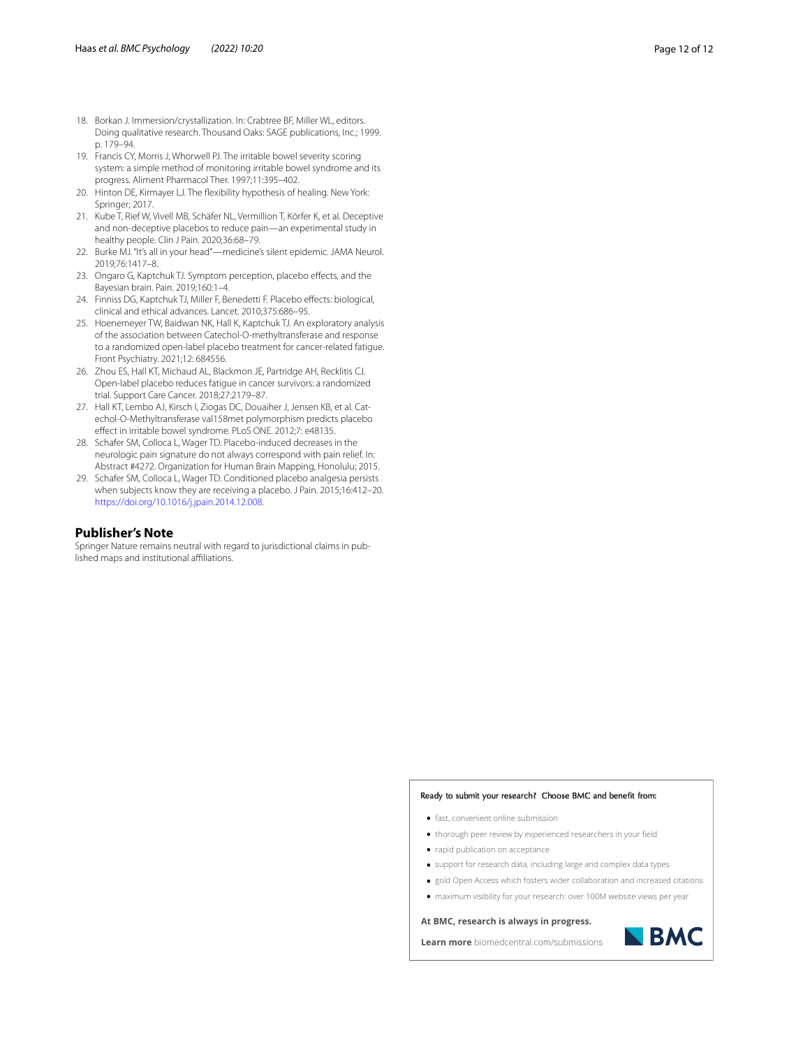18. Borkan J. Immersion/crystallization. In: Crabtree BF, Miller WL, editors. Doing qualitative research. Thousand Oaks: SAGE publications, Inc.; 1999. p. 179–94.
19. Francis CY, Morris J, Whorwell PJ. The irritable bowel severity scoring system: a simple method of monitoring irritable bowel syndrome and its progress. Aliment Pharmacol Ther. 1997;11:395–402.
20. Hinton DE, Kirmayer LJ. The flexibility hypothesis of healing. New York: Springer; 2017.
21. Kube T, Rief W, Vivell MB, Schäfer NL, Vermillion T, Körfer K, et al. Deceptive and non-deceptive placebos to reduce pain—an experimental study in healthy people. Clin J Pain. 2020;36:68–79.
22. Burke MJ. "It's all in your head"—medicine's silent epidemic. JAMA Neurol. 2019;76:1417–8.
23. Ongaro G, Kaptchuk TJ. Symptom perception, placebo effects, and the Bayesian brain. Pain. 2019;160:1–4.
24. Finniss DG, Kaptchuk TJ, Miller F, Benedetti F. Placebo effects: biological, clinical and ethical advances. Lancet. 2010;375:686–95.
25. Hoenemeyer TW, Baidwan NK, Hall K, Kaptchuk TJ. An exploratory analysis of the association between Catechol-O-methyltransferase and response to a randomized open-label placebo treatment for cancer-related fatigue. Front Psychiatry. 2021;12: 684556.
26. Zhou ES, Hall KT, Michaud AL, Blackmon JE, Partridge AH, Recklitis CJ. Open-label placebo reduces fatigue in cancer survivors: a randomized trial. Support Care Cancer. 2018;27:2179–87.
27. Hall KT, Lembo AJ, Kirsch I, Ziogas DC, Douaiher J, Jensen KB, et al. Catechol-O-Methyltransferase val158met polymorphism predicts placebo effect in irritable bowel syndrome. PLoS ONE. 2012;7: e48135.
28. Schafer SM, Colloca L, Wager TD. Placebo-induced decreases in the neurologic pain signature do not always correspond with pain relief. In: Abstract #4272. Organization for Human Brain Mapping, Honolulu; 2015.
29. Schafer SM, Colloca L, Wager TD. Conditioned placebo analgesia persists when subjects know they are receiving a placebo. J Pain. 2015;16:412–20. https://doi.org/10.1016/j.jpain.2014.12.008.

## Publisher's Note

Springer Nature remains neutral with regard to jurisdictional claims in published maps and institutional affiliations.

Ready to submit your research? Choose BMC and benefit from:

- fast, convenient online submission
- thorough peer review by experienced researchers in your field
- rapid publication on acceptance
- support for research data, including large and complex data types
- gold Open Access which fosters wider collaboration and increased citations
- maximum visibility for your research: over 100M website views per year

**At BMC, research is always in progress.**

**Learn more** biomedcentral.com/submissions

BMC